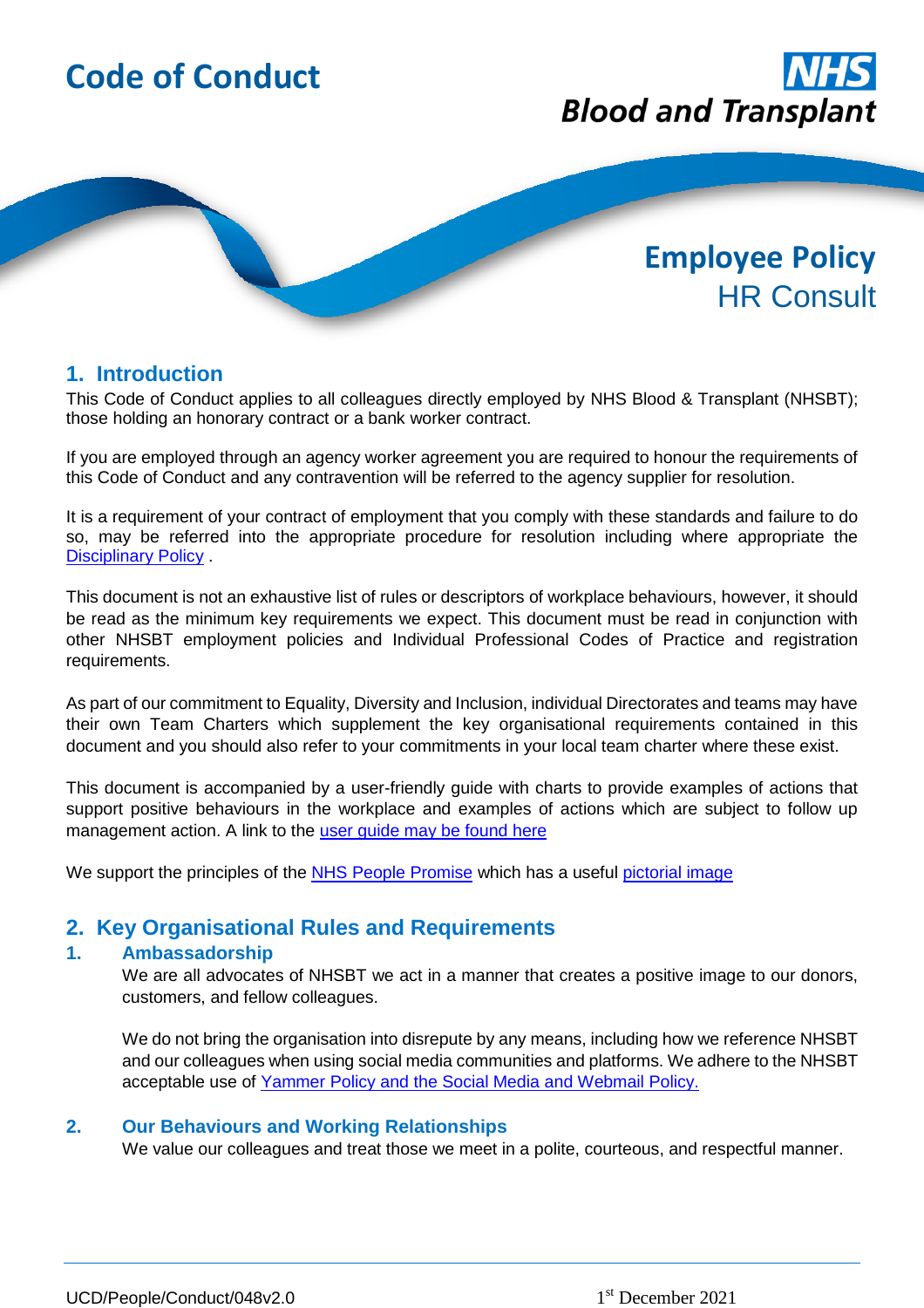# Code of Conduct

NHS Blood and Transplant

**Employee Policy**
HR Consult

## 1. Introduction

This Code of Conduct applies to all colleagues directly employed by NHS Blood & Transplant (NHSBT); those holding an honorary contract or a bank worker contract.

If you are employed through an agency worker agreement you are required to honour the requirements of this Code of Conduct and any contravention will be referred to the agency supplier for resolution.

It is a requirement of your contract of employment that you comply with these standards and failure to do so, may be referred into the appropriate procedure for resolution including where appropriate the Disciplinary Policy .

This document is not an exhaustive list of rules or descriptors of workplace behaviours, however, it should be read as the minimum key requirements we expect. This document must be read in conjunction with other NHSBT employment policies and Individual Professional Codes of Practice and registration requirements.

As part of our commitment to Equality, Diversity and Inclusion, individual Directorates and teams may have their own Team Charters which supplement the key organisational requirements contained in this document and you should also refer to your commitments in your local team charter where these exist.

This document is accompanied by a user-friendly guide with charts to provide examples of actions that support positive behaviours in the workplace and examples of actions which are subject to follow up management action. A link to the user guide may be found here

We support the principles of the NHS People Promise which has a useful pictorial image

## 2. Key Organisational Rules and Requirements

### 1. Ambassadorship

We are all advocates of NHSBT we act in a manner that creates a positive image to our donors, customers, and fellow colleagues.

We do not bring the organisation into disrepute by any means, including how we reference NHSBT and our colleagues when using social media communities and platforms. We adhere to the NHSBT acceptable use of Yammer Policy and the Social Media and Webmail Policy.

### 2. Our Behaviours and Working Relationships

We value our colleagues and treat those we meet in a polite, courteous, and respectful manner.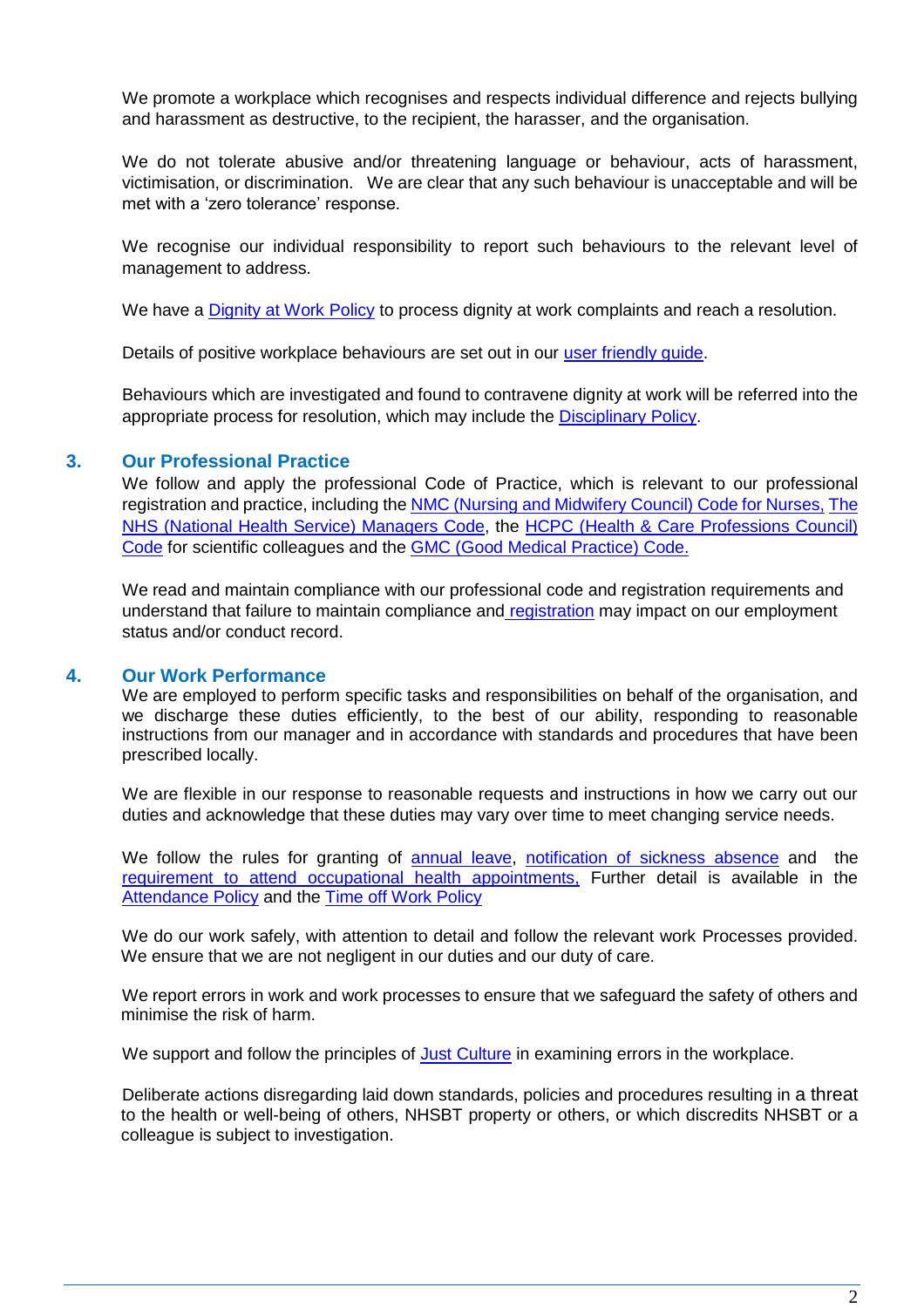We promote a workplace which recognises and respects individual difference and rejects bullying and harassment as destructive, to the recipient, the harasser, and the organisation.

We do not tolerate abusive and/or threatening language or behaviour, acts of harassment, victimisation, or discrimination. We are clear that any such behaviour is unacceptable and will be met with a 'zero tolerance' response.

We recognise our individual responsibility to report such behaviours to the relevant level of management to address.

We have a Dignity at Work Policy to process dignity at work complaints and reach a resolution.

Details of positive workplace behaviours are set out in our user friendly guide.

Behaviours which are investigated and found to contravene dignity at work will be referred into the appropriate process for resolution, which may include the Disciplinary Policy.

## 3. Our Professional Practice

We follow and apply the professional Code of Practice, which is relevant to our professional registration and practice, including the NMC (Nursing and Midwifery Council) Code for Nurses, The NHS (National Health Service) Managers Code, the HCPC (Health & Care Professions Council) Code for scientific colleagues and the GMC (Good Medical Practice) Code.

We read and maintain compliance with our professional code and registration requirements and understand that failure to maintain compliance and registration may impact on our employment status and/or conduct record.

## 4. Our Work Performance

We are employed to perform specific tasks and responsibilities on behalf of the organisation, and we discharge these duties efficiently, to the best of our ability, responding to reasonable instructions from our manager and in accordance with standards and procedures that have been prescribed locally.

We are flexible in our response to reasonable requests and instructions in how we carry out our duties and acknowledge that these duties may vary over time to meet changing service needs.

We follow the rules for granting of annual leave, notification of sickness absence and the requirement to attend occupational health appointments, Further detail is available in the Attendance Policy and the Time off Work Policy

We do our work safely, with attention to detail and follow the relevant work Processes provided. We ensure that we are not negligent in our duties and our duty of care.

We report errors in work and work processes to ensure that we safeguard the safety of others and minimise the risk of harm.

We support and follow the principles of Just Culture in examining errors in the workplace.

Deliberate actions disregarding laid down standards, policies and procedures resulting in a threat to the health or well-being of others, NHSBT property or others, or which discredits NHSBT or a colleague is subject to investigation.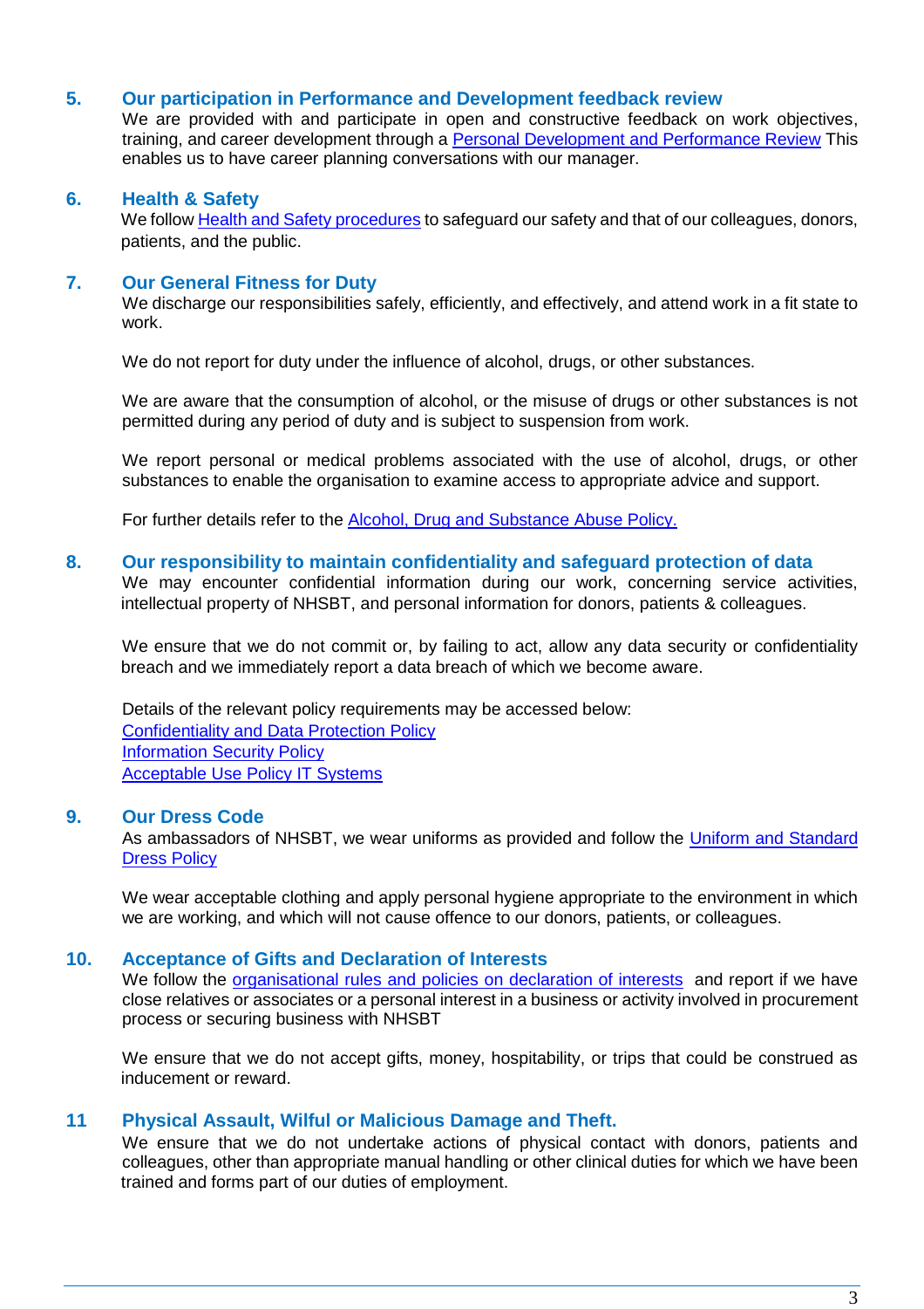## 5. Our participation in Performance and Development feedback review

We are provided with and participate in open and constructive feedback on work objectives, training, and career development through a Personal Development and Performance Review This enables us to have career planning conversations with our manager.

## 6. Health & Safety

We follow Health and Safety procedures to safeguard our safety and that of our colleagues, donors, patients, and the public.

## 7. Our General Fitness for Duty

We discharge our responsibilities safely, efficiently, and effectively, and attend work in a fit state to work.

We do not report for duty under the influence of alcohol, drugs, or other substances.

We are aware that the consumption of alcohol, or the misuse of drugs or other substances is not permitted during any period of duty and is subject to suspension from work.

We report personal or medical problems associated with the use of alcohol, drugs, or other substances to enable the organisation to examine access to appropriate advice and support.

For further details refer to the Alcohol, Drug and Substance Abuse Policy.

## 8. Our responsibility to maintain confidentiality and safeguard protection of data

We may encounter confidential information during our work, concerning service activities, intellectual property of NHSBT, and personal information for donors, patients & colleagues.

We ensure that we do not commit or, by failing to act, allow any data security or confidentiality breach and we immediately report a data breach of which we become aware.

Details of the relevant policy requirements may be accessed below:
Confidentiality and Data Protection Policy
Information Security Policy
Acceptable Use Policy IT Systems

## 9. Our Dress Code

As ambassadors of NHSBT, we wear uniforms as provided and follow the Uniform and Standard Dress Policy

We wear acceptable clothing and apply personal hygiene appropriate to the environment in which we are working, and which will not cause offence to our donors, patients, or colleagues.

## 10. Acceptance of Gifts and Declaration of Interests

We follow the organisational rules and policies on declaration of interests and report if we have close relatives or associates or a personal interest in a business or activity involved in procurement process or securing business with NHSBT

We ensure that we do not accept gifts, money, hospitality, or trips that could be construed as inducement or reward.

## 11 Physical Assault, Wilful or Malicious Damage and Theft.

We ensure that we do not undertake actions of physical contact with donors, patients and colleagues, other than appropriate manual handling or other clinical duties for which we have been trained and forms part of our duties of employment.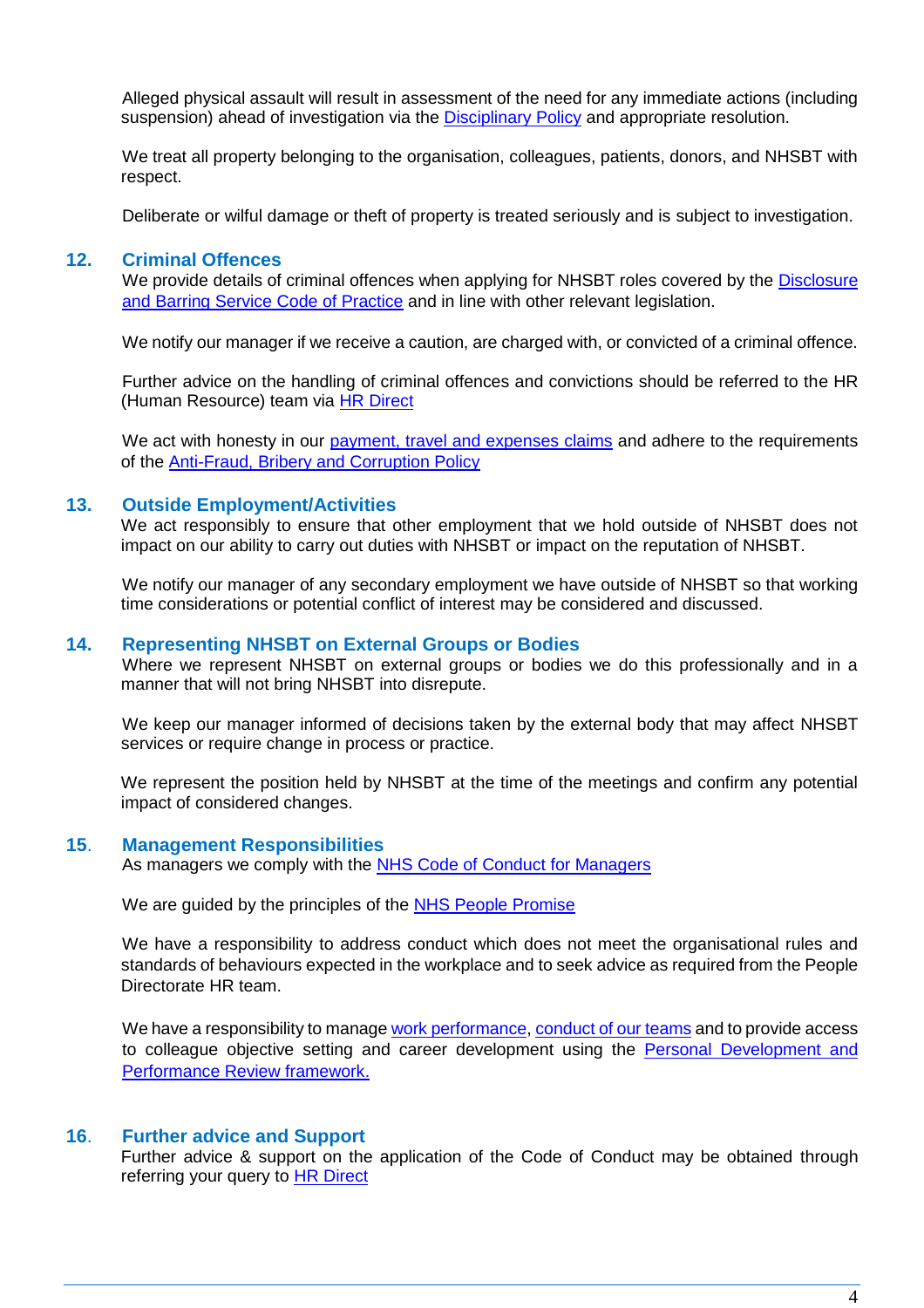Alleged physical assault will result in assessment of the need for any immediate actions (including suspension) ahead of investigation via the Disciplinary Policy and appropriate resolution.

We treat all property belonging to the organisation, colleagues, patients, donors, and NHSBT with respect.

Deliberate or wilful damage or theft of property is treated seriously and is subject to investigation.

## 12. Criminal Offences

We provide details of criminal offences when applying for NHSBT roles covered by the Disclosure and Barring Service Code of Practice and in line with other relevant legislation.

We notify our manager if we receive a caution, are charged with, or convicted of a criminal offence.

Further advice on the handling of criminal offences and convictions should be referred to the HR (Human Resource) team via HR Direct

We act with honesty in our payment, travel and expenses claims and adhere to the requirements of the Anti-Fraud, Bribery and Corruption Policy

## 13. Outside Employment/Activities

We act responsibly to ensure that other employment that we hold outside of NHSBT does not impact on our ability to carry out duties with NHSBT or impact on the reputation of NHSBT.

We notify our manager of any secondary employment we have outside of NHSBT so that working time considerations or potential conflict of interest may be considered and discussed.

## 14. Representing NHSBT on External Groups or Bodies

Where we represent NHSBT on external groups or bodies we do this professionally and in a manner that will not bring NHSBT into disrepute.

We keep our manager informed of decisions taken by the external body that may affect NHSBT services or require change in process or practice.

We represent the position held by NHSBT at the time of the meetings and confirm any potential impact of considered changes.

## 15. Management Responsibilities

As managers we comply with the NHS Code of Conduct for Managers

We are guided by the principles of the NHS People Promise

We have a responsibility to address conduct which does not meet the organisational rules and standards of behaviours expected in the workplace and to seek advice as required from the People Directorate HR team.

We have a responsibility to manage work performance, conduct of our teams and to provide access to colleague objective setting and career development using the Personal Development and Performance Review framework.

## 16. Further advice and Support

Further advice & support on the application of the Code of Conduct may be obtained through referring your query to HR Direct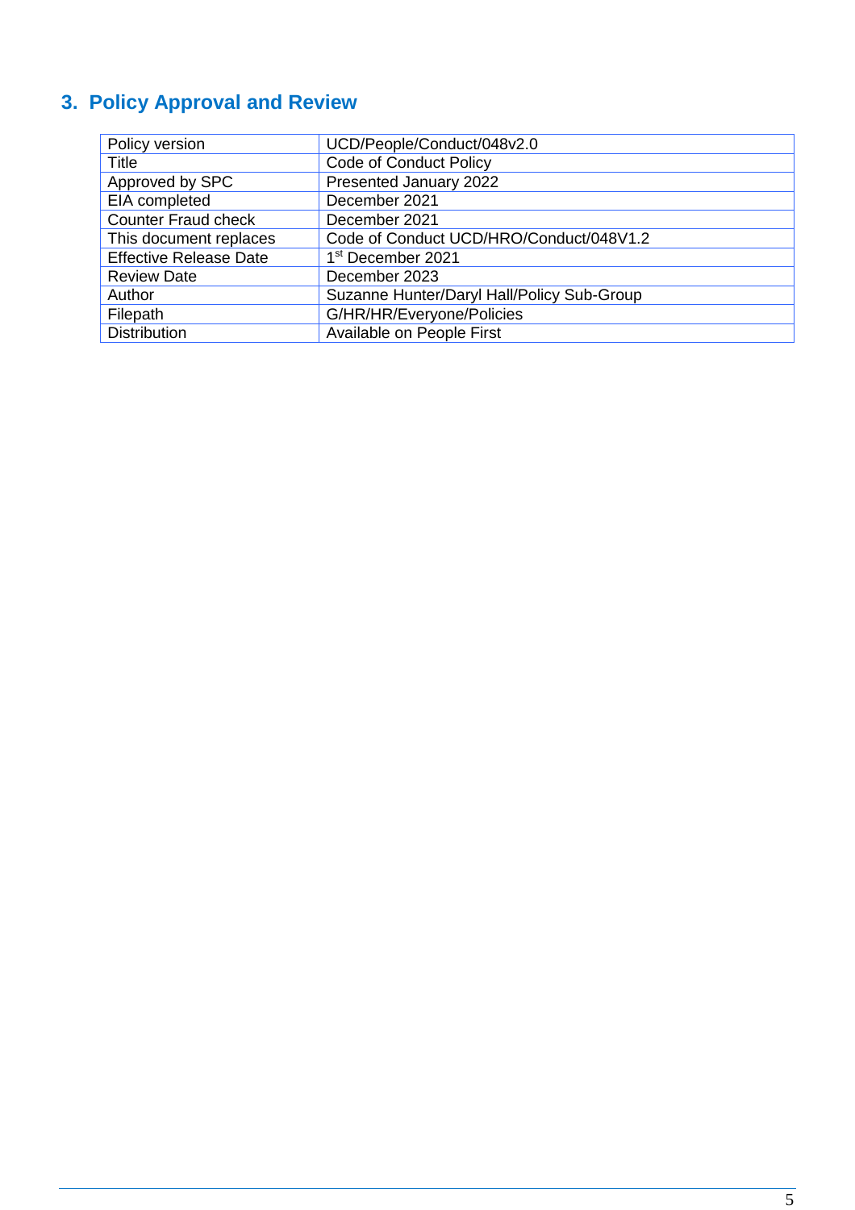## 3. Policy Approval and Review

| | |
|---|---|
| Policy version | UCD/People/Conduct/048v2.0 |
| Title | Code of Conduct Policy |
| Approved by SPC | Presented January 2022 |
| EIA completed | December 2021 |
| Counter Fraud check | December 2021 |
| This document replaces | Code of Conduct UCD/HRO/Conduct/048V1.2 |
| Effective Release Date | 1st December 2021 |
| Review Date | December 2023 |
| Author | Suzanne Hunter/Daryl Hall/Policy Sub-Group |
| Filepath | G/HR/HR/Everyone/Policies |
| Distribution | Available on People First |